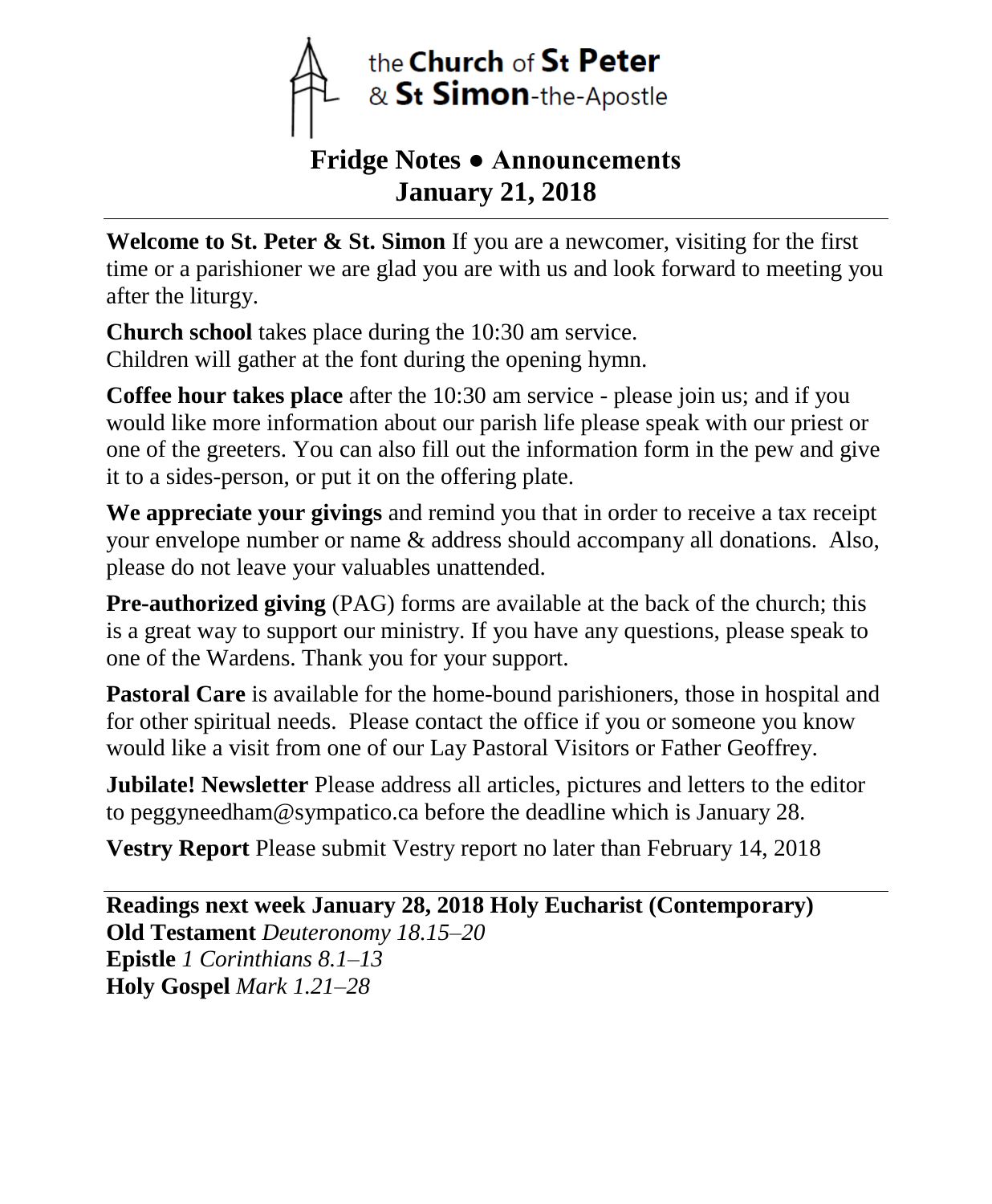the **Church** of **St Peter**
& **St Simon**-the-Apostle

# Fridge Notes ● Announcements
## January 21, 2018

---

**Welcome to St. Peter & St. Simon** If you are a newcomer, visiting for the first time or a parishioner we are glad you are with us and look forward to meeting you after the liturgy.

**Church school** takes place during the 10:30 am service.
Children will gather at the font during the opening hymn.

**Coffee hour takes place** after the 10:30 am service - please join us; and if you would like more information about our parish life please speak with our priest or one of the greeters. You can also fill out the information form in the pew and give it to a sides-person, or put it on the offering plate.

**We appreciate your givings** and remind you that in order to receive a tax receipt your envelope number or name & address should accompany all donations. Also, please do not leave your valuables unattended.

**Pre-authorized giving** (PAG) forms are available at the back of the church; this is a great way to support our ministry. If you have any questions, please speak to one of the Wardens. Thank you for your support.

**Pastoral Care** is available for the home-bound parishioners, those in hospital and for other spiritual needs. Please contact the office if you or someone you know would like a visit from one of our Lay Pastoral Visitors or Father Geoffrey.

**Jubilate! Newsletter** Please address all articles, pictures and letters to the editor to peggyneedham@sympatico.ca before the deadline which is January 28.

**Vestry Report** Please submit Vestry report no later than February 14, 2018

---

**Readings next week January 28, 2018 Holy Eucharist (Contemporary)**
**Old Testament** *Deuteronomy 18.15–20*
**Epistle** *1 Corinthians 8.1–13*
**Holy Gospel** *Mark 1.21–28*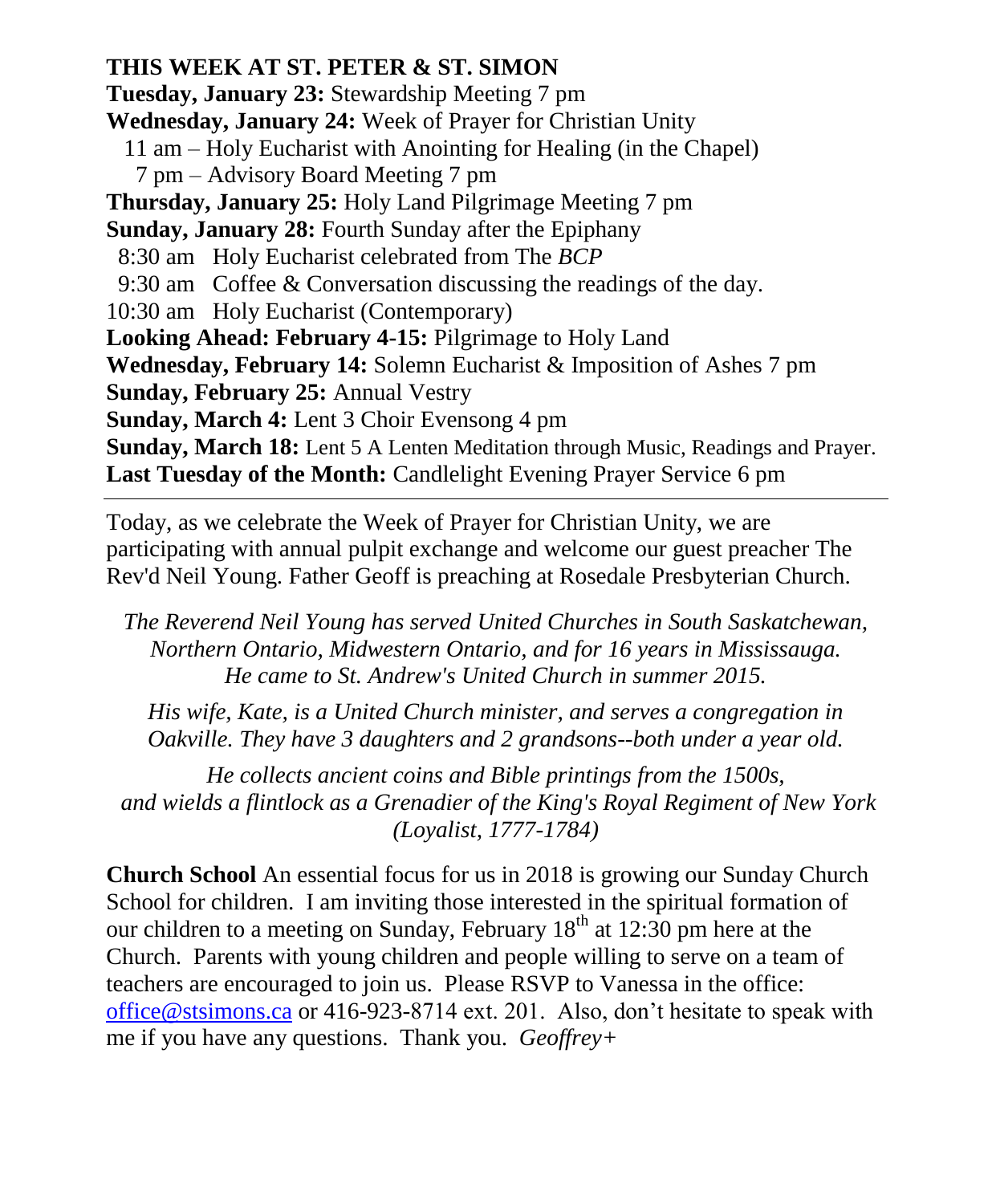**THIS WEEK AT ST. PETER & ST. SIMON**

**Tuesday, January 23:** Stewardship Meeting 7 pm

**Wednesday, January 24:** Week of Prayer for Christian Unity

11 am – Holy Eucharist with Anointing for Healing (in the Chapel)

7 pm – Advisory Board Meeting 7 pm

**Thursday, January 25:** Holy Land Pilgrimage Meeting 7 pm

**Sunday, January 28:** Fourth Sunday after the Epiphany

8:30 am Holy Eucharist celebrated from The *BCP*

9:30 am Coffee & Conversation discussing the readings of the day.

10:30 am Holy Eucharist (Contemporary)

**Looking Ahead: February 4-15:** Pilgrimage to Holy Land

**Wednesday, February 14:** Solemn Eucharist & Imposition of Ashes 7 pm

**Sunday, February 25:** Annual Vestry

**Sunday, March 4:** Lent 3 Choir Evensong 4 pm

**Sunday, March 18:** Lent 5 A Lenten Meditation through Music, Readings and Prayer.

**Last Tuesday of the Month:** Candlelight Evening Prayer Service 6 pm

---

Today, as we celebrate the Week of Prayer for Christian Unity, we are participating with annual pulpit exchange and welcome our guest preacher The Rev'd Neil Young. Father Geoff is preaching at Rosedale Presbyterian Church.

*The Reverend Neil Young has served United Churches in South Saskatchewan, Northern Ontario, Midwestern Ontario, and for 16 years in Mississauga. He came to St. Andrew's United Church in summer 2015.*

*His wife, Kate, is a United Church minister, and serves a congregation in Oakville. They have 3 daughters and 2 grandsons--both under a year old.*

*He collects ancient coins and Bible printings from the 1500s, and wields a flintlock as a Grenadier of the King's Royal Regiment of New York (Loyalist, 1777-1784)*

**Church School** An essential focus for us in 2018 is growing our Sunday Church School for children. I am inviting those interested in the spiritual formation of our children to a meeting on Sunday, February 18th at 12:30 pm here at the Church. Parents with young children and people willing to serve on a team of teachers are encouraged to join us. Please RSVP to Vanessa in the office: office@stsimons.ca or 416-923-8714 ext. 201. Also, don't hesitate to speak with me if you have any questions. Thank you. *Geoffrey+*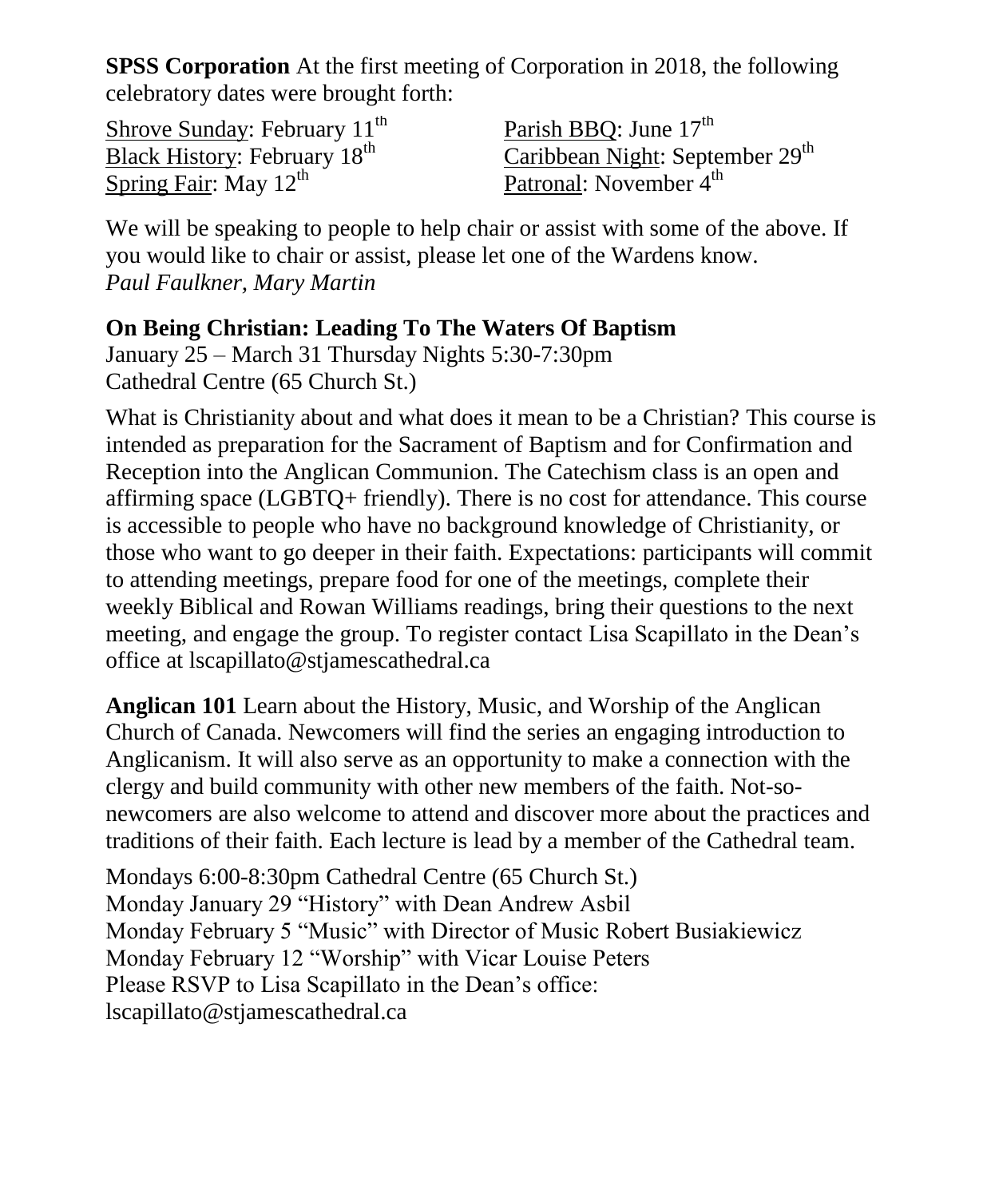**SPSS Corporation** At the first meeting of Corporation in 2018, the following celebratory dates were brought forth:

Shrove Sunday: February 11th
Black History: February 18th
Spring Fair: May 12th
Parish BBQ: June 17th
Caribbean Night: September 29th
Patronal: November 4th

We will be speaking to people to help chair or assist with some of the above. If you would like to chair or assist, please let one of the Wardens know.
*Paul Faulkner, Mary Martin*

**On Being Christian: Leading To The Waters Of Baptism**
January 25 – March 31 Thursday Nights 5:30-7:30pm
Cathedral Centre (65 Church St.)

What is Christianity about and what does it mean to be a Christian? This course is intended as preparation for the Sacrament of Baptism and for Confirmation and Reception into the Anglican Communion. The Catechism class is an open and affirming space (LGBTQ+ friendly). There is no cost for attendance. This course is accessible to people who have no background knowledge of Christianity, or those who want to go deeper in their faith. Expectations: participants will commit to attending meetings, prepare food for one of the meetings, complete their weekly Biblical and Rowan Williams readings, bring their questions to the next meeting, and engage the group. To register contact Lisa Scapillato in the Dean's office at lscapillato@stjamescathedral.ca

**Anglican 101** Learn about the History, Music, and Worship of the Anglican Church of Canada. Newcomers will find the series an engaging introduction to Anglicanism. It will also serve as an opportunity to make a connection with the clergy and build community with other new members of the faith. Not-so-newcomers are also welcome to attend and discover more about the practices and traditions of their faith. Each lecture is lead by a member of the Cathedral team.

Mondays 6:00-8:30pm Cathedral Centre (65 Church St.)
Monday January 29 "History" with Dean Andrew Asbil
Monday February 5 "Music" with Director of Music Robert Busiakiewicz
Monday February 12 "Worship" with Vicar Louise Peters
Please RSVP to Lisa Scapillato in the Dean's office:
lscapillato@stjamescathedral.ca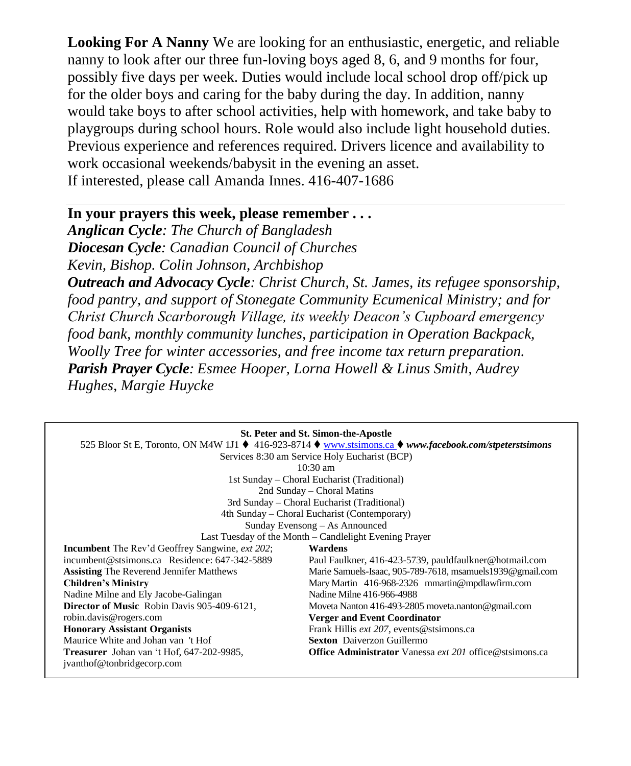**Looking For A Nanny** We are looking for an enthusiastic, energetic, and reliable nanny to look after our three fun-loving boys aged 8, 6, and 9 months for four, possibly five days per week. Duties would include local school drop off/pick up for the older boys and caring for the baby during the day. In addition, nanny would take boys to after school activities, help with homework, and take baby to playgroups during school hours. Role would also include light household duties. Previous experience and references required. Drivers licence and availability to work occasional weekends/babysit in the evening an asset.
If interested, please call Amanda Innes. 416-407-1686

---

**In your prayers this week, please remember . . .**

***Anglican Cycle****: The Church of Bangladesh*

***Diocesan Cycle****: Canadian Council of Churches*

*Kevin, Bishop. Colin Johnson, Archbishop*

***Outreach and Advocacy Cycle****: Christ Church, St. James, its refugee sponsorship, food pantry, and support of Stonegate Community Ecumenical Ministry; and for Christ Church Scarborough Village, its weekly Deacon's Cupboard emergency food bank, monthly community lunches, participation in Operation Backpack, Woolly Tree for winter accessories, and free income tax return preparation.*

***Parish Prayer Cycle****: Esmee Hooper, Lorna Howell & Linus Smith, Audrey Hughes, Margie Huycke*

---

**St. Peter and St. Simon-the-Apostle**
525 Bloor St E, Toronto, ON M4W 1J1 ♦ 416-923-8714 ♦ www.stsimons.ca ♦ ***www.facebook.com/stpeterstsimons***
Services 8:30 am Service Holy Eucharist (BCP)
10:30 am
1st Sunday – Choral Eucharist (Traditional)
2nd Sunday – Choral Matins
3rd Sunday – Choral Eucharist (Traditional)
4th Sunday – Choral Eucharist (Contemporary)
Sunday Evensong – As Announced
Last Tuesday of the Month – Candlelight Evening Prayer

**Incumbent** The Rev'd Geoffrey Sangwine, *ext 202*; incumbent@stsimons.ca Residence: 647-342-5889
**Assisting** The Reverend Jennifer Matthews
**Children's Ministry**
Nadine Milne and Ely Jacobe-Galingan
**Director of Music** Robin Davis 905-409-6121, robin.davis@rogers.com
**Honorary Assistant Organists**
Maurice White and Johan van 't Hof
**Treasurer** Johan van 't Hof, 647-202-9985, jvanthof@tonbridgecorp.com

**Wardens**
Paul Faulkner, 416-423-5739, pauldfaulkner@hotmail.com
Marie Samuels-Isaac, 905-789-7618, msamuels1939@gmail.com
Mary Martin 416-968-2326 mmartin@mpdlawfirm.com
Nadine Milne 416-966-4988
Moveta Nanton 416-493-2805 moveta.nanton@gmail.com
**Verger and Event Coordinator**
Frank Hillis *ext 207*, events@stsimons.ca
**Sexton** Daiverzon Guillermo
**Office Administrator** Vanessa *ext 201* office@stsimons.ca